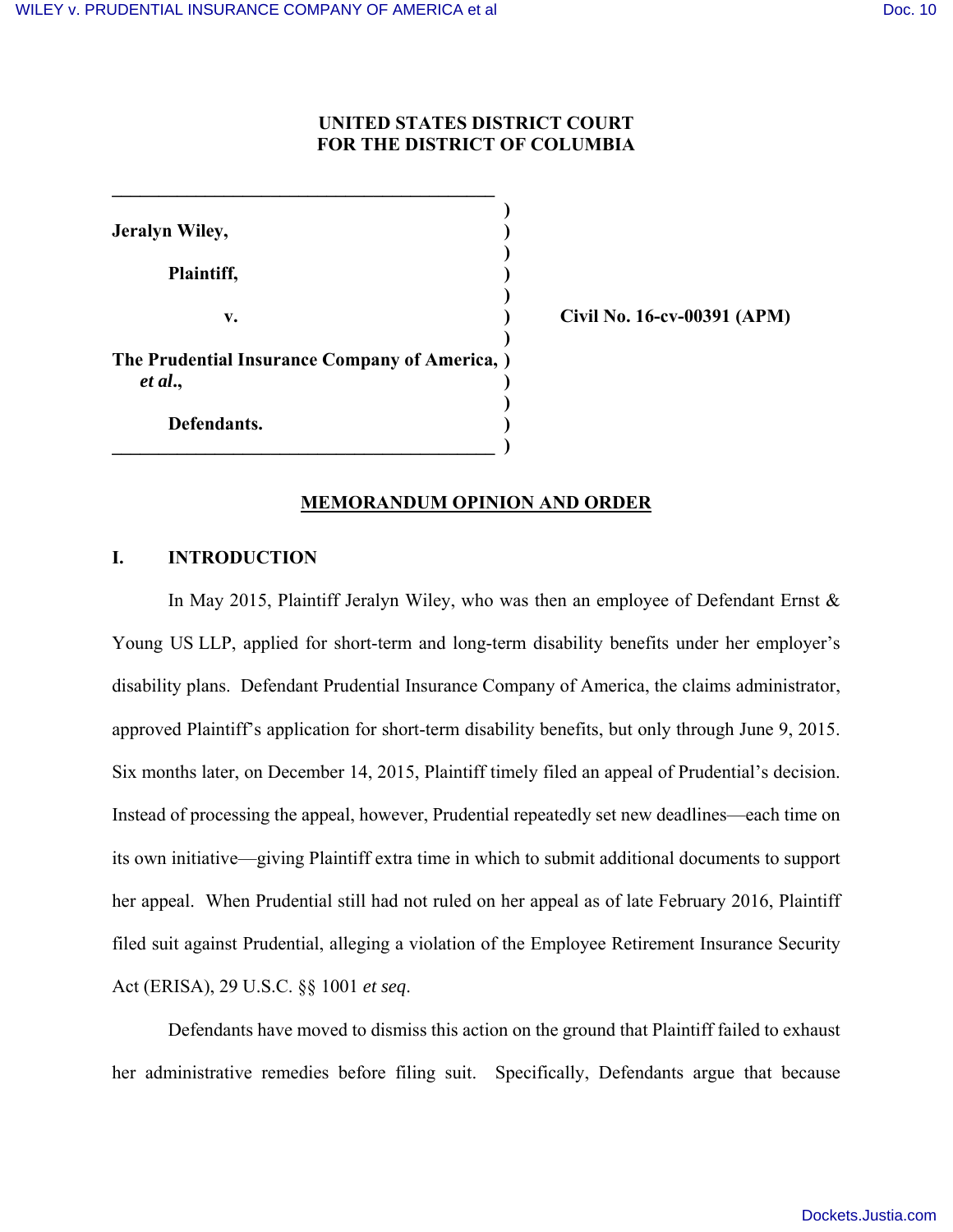**UNITED STATES DISTRICT COURT**
**FOR THE DISTRICT OF COLUMBIA**

**Jeralyn Wiley,**

**Plaintiff,**

**v.**

**The Prudential Insurance Company of America, *et al.*,**

**Defendants.**

**Civil No. 16-cv-00391 (APM)**

## MEMORANDUM OPINION AND ORDER

## I. INTRODUCTION

In May 2015, Plaintiff Jeralyn Wiley, who was then an employee of Defendant Ernst & Young US LLP, applied for short-term and long-term disability benefits under her employer's disability plans. Defendant Prudential Insurance Company of America, the claims administrator, approved Plaintiff's application for short-term disability benefits, but only through June 9, 2015. Six months later, on December 14, 2015, Plaintiff timely filed an appeal of Prudential's decision. Instead of processing the appeal, however, Prudential repeatedly set new deadlines—each time on its own initiative—giving Plaintiff extra time in which to submit additional documents to support her appeal. When Prudential still had not ruled on her appeal as of late February 2016, Plaintiff filed suit against Prudential, alleging a violation of the Employee Retirement Insurance Security Act (ERISA), 29 U.S.C. §§ 1001 *et seq*.

Defendants have moved to dismiss this action on the ground that Plaintiff failed to exhaust her administrative remedies before filing suit. Specifically, Defendants argue that because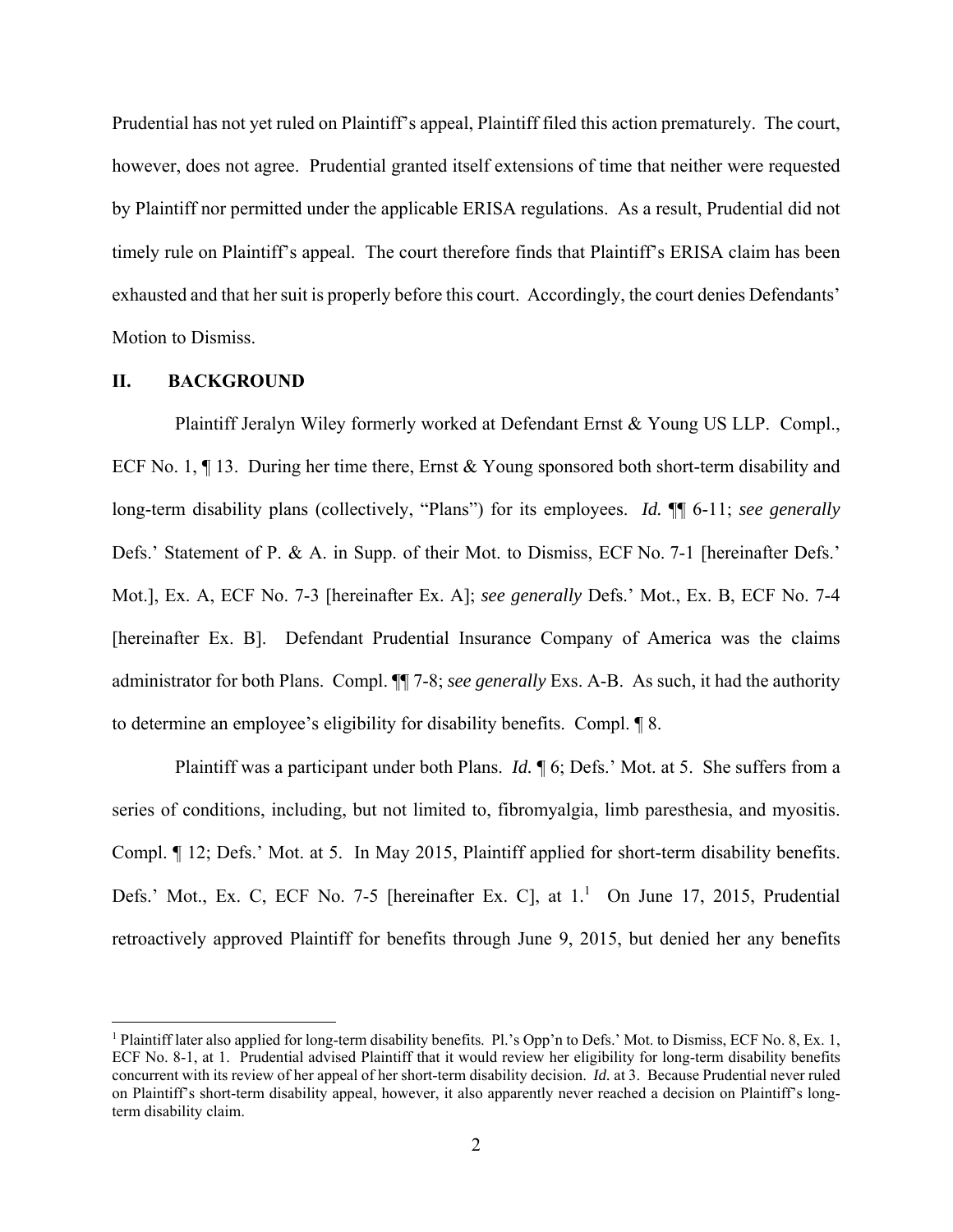Prudential has not yet ruled on Plaintiff's appeal, Plaintiff filed this action prematurely. The court, however, does not agree. Prudential granted itself extensions of time that neither were requested by Plaintiff nor permitted under the applicable ERISA regulations. As a result, Prudential did not timely rule on Plaintiff's appeal. The court therefore finds that Plaintiff's ERISA claim has been exhausted and that her suit is properly before this court. Accordingly, the court denies Defendants' Motion to Dismiss.

## II. BACKGROUND

Plaintiff Jeralyn Wiley formerly worked at Defendant Ernst & Young US LLP. Compl., ECF No. 1, ¶ 13. During her time there, Ernst & Young sponsored both short-term disability and long-term disability plans (collectively, "Plans") for its employees. *Id.* ¶¶ 6-11; *see generally* Defs.' Statement of P. & A. in Supp. of their Mot. to Dismiss, ECF No. 7-1 [hereinafter Defs.' Mot.], Ex. A, ECF No. 7-3 [hereinafter Ex. A]; *see generally* Defs.' Mot., Ex. B, ECF No. 7-4 [hereinafter Ex. B]. Defendant Prudential Insurance Company of America was the claims administrator for both Plans. Compl. ¶¶ 7-8; *see generally* Exs. A-B. As such, it had the authority to determine an employee's eligibility for disability benefits. Compl. ¶ 8.

Plaintiff was a participant under both Plans. *Id.* ¶ 6; Defs.' Mot. at 5. She suffers from a series of conditions, including, but not limited to, fibromyalgia, limb paresthesia, and myositis. Compl. ¶ 12; Defs.' Mot. at 5. In May 2015, Plaintiff applied for short-term disability benefits. Defs.' Mot., Ex. C, ECF No. 7-5 [hereinafter Ex. C], at 1.[1] On June 17, 2015, Prudential retroactively approved Plaintiff for benefits through June 9, 2015, but denied her any benefits

[1] Plaintiff later also applied for long-term disability benefits. Pl.'s Opp'n to Defs.' Mot. to Dismiss, ECF No. 8, Ex. 1, ECF No. 8-1, at 1. Prudential advised Plaintiff that it would review her eligibility for long-term disability benefits concurrent with its review of her appeal of her short-term disability decision. *Id.* at 3. Because Prudential never ruled on Plaintiff's short-term disability appeal, however, it also apparently never reached a decision on Plaintiff's long-term disability claim.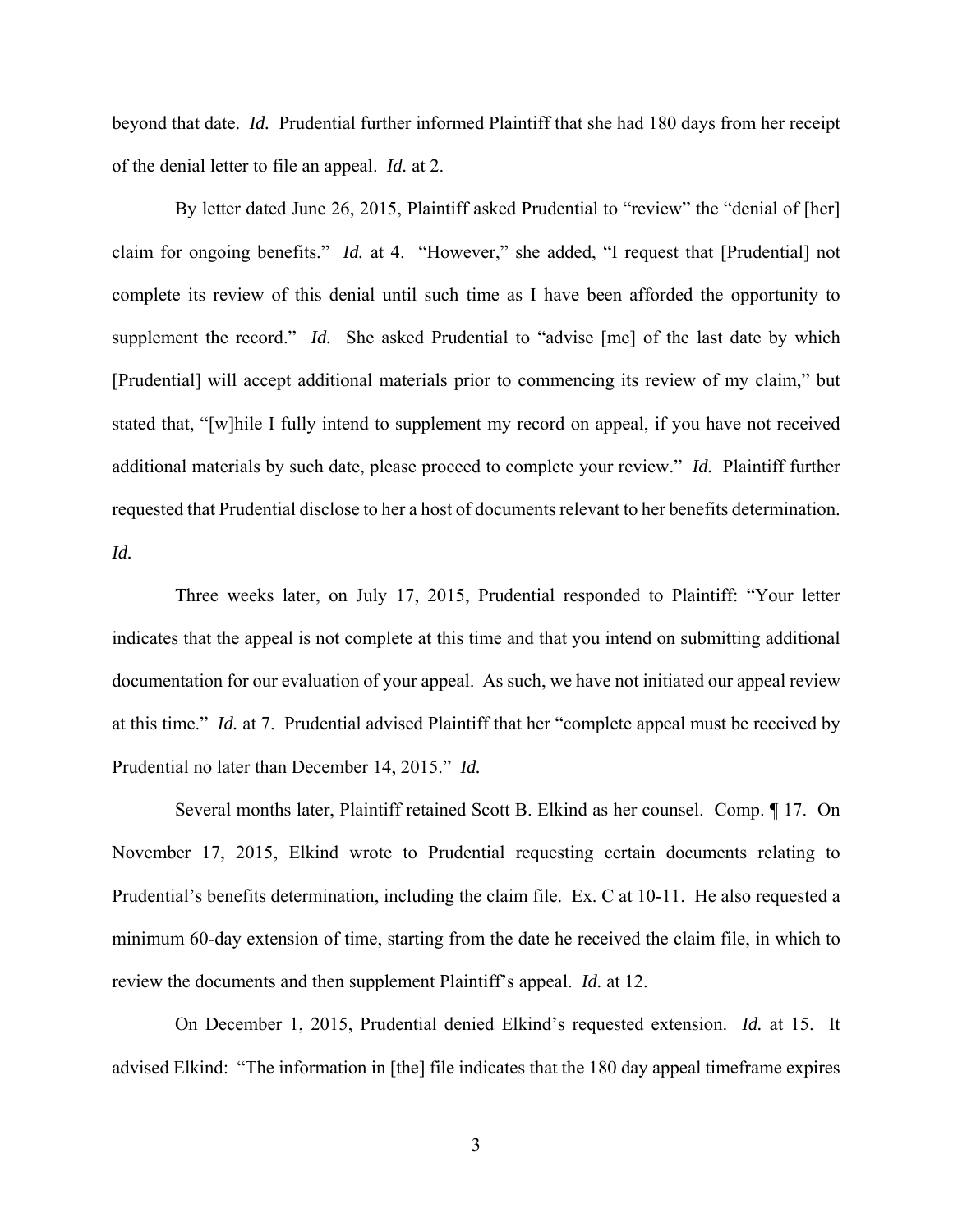beyond that date. *Id.* Prudential further informed Plaintiff that she had 180 days from her receipt of the denial letter to file an appeal. *Id.* at 2.

By letter dated June 26, 2015, Plaintiff asked Prudential to "review" the "denial of [her] claim for ongoing benefits." *Id.* at 4. "However," she added, "I request that [Prudential] not complete its review of this denial until such time as I have been afforded the opportunity to supplement the record." *Id.* She asked Prudential to "advise [me] of the last date by which [Prudential] will accept additional materials prior to commencing its review of my claim," but stated that, "[w]hile I fully intend to supplement my record on appeal, if you have not received additional materials by such date, please proceed to complete your review." *Id.* Plaintiff further requested that Prudential disclose to her a host of documents relevant to her benefits determination. *Id.*

Three weeks later, on July 17, 2015, Prudential responded to Plaintiff: "Your letter indicates that the appeal is not complete at this time and that you intend on submitting additional documentation for our evaluation of your appeal. As such, we have not initiated our appeal review at this time." *Id.* at 7. Prudential advised Plaintiff that her "complete appeal must be received by Prudential no later than December 14, 2015." *Id.*

Several months later, Plaintiff retained Scott B. Elkind as her counsel. Comp. ¶ 17. On November 17, 2015, Elkind wrote to Prudential requesting certain documents relating to Prudential's benefits determination, including the claim file. Ex. C at 10-11. He also requested a minimum 60-day extension of time, starting from the date he received the claim file, in which to review the documents and then supplement Plaintiff's appeal. *Id.* at 12.

On December 1, 2015, Prudential denied Elkind's requested extension. *Id.* at 15. It advised Elkind: "The information in [the] file indicates that the 180 day appeal timeframe expires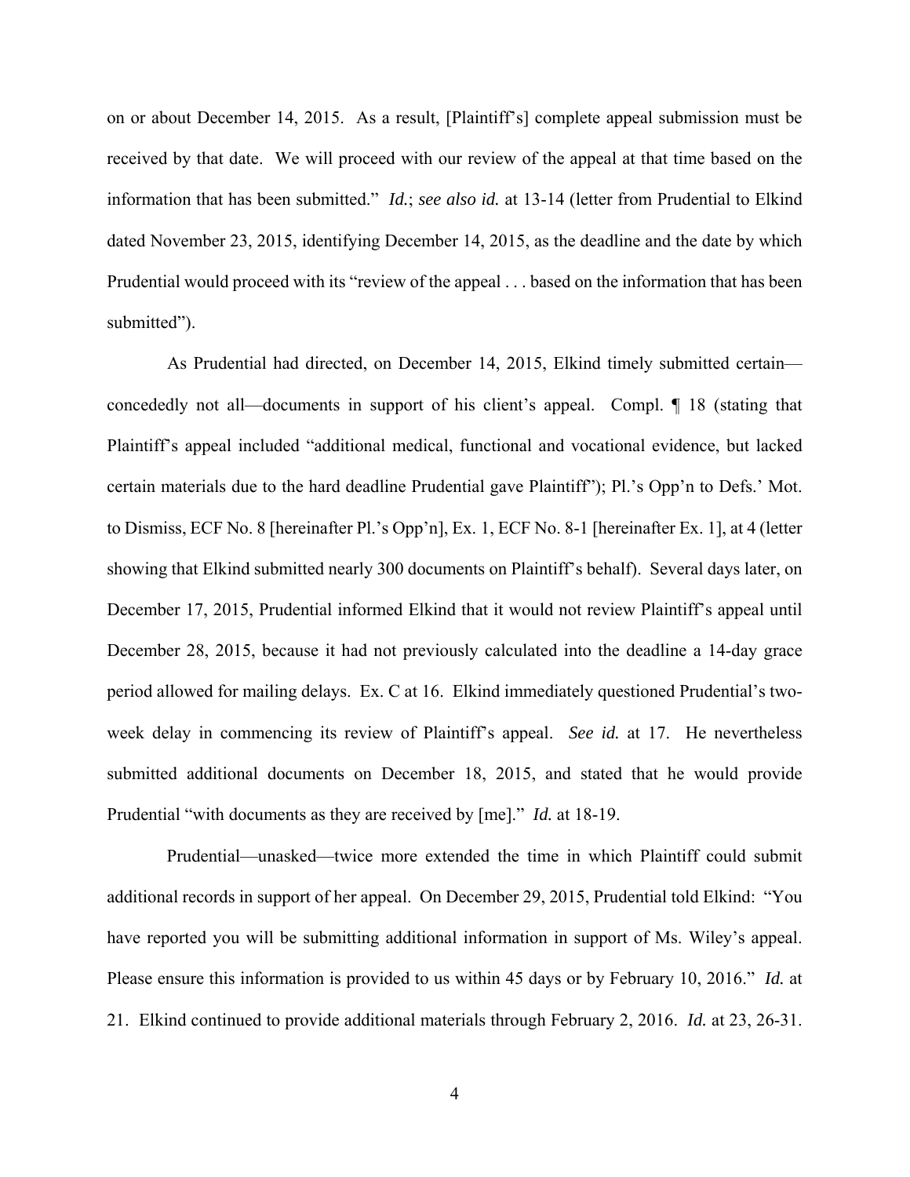on or about December 14, 2015. As a result, [Plaintiff's] complete appeal submission must be received by that date. We will proceed with our review of the appeal at that time based on the information that has been submitted." *Id.*; *see also id.* at 13-14 (letter from Prudential to Elkind dated November 23, 2015, identifying December 14, 2015, as the deadline and the date by which Prudential would proceed with its "review of the appeal . . . based on the information that has been submitted").

As Prudential had directed, on December 14, 2015, Elkind timely submitted certain—concededly not all—documents in support of his client's appeal. Compl. ¶ 18 (stating that Plaintiff's appeal included "additional medical, functional and vocational evidence, but lacked certain materials due to the hard deadline Prudential gave Plaintiff"); Pl.'s Opp'n to Defs.' Mot. to Dismiss, ECF No. 8 [hereinafter Pl.'s Opp'n], Ex. 1, ECF No. 8-1 [hereinafter Ex. 1], at 4 (letter showing that Elkind submitted nearly 300 documents on Plaintiff's behalf). Several days later, on December 17, 2015, Prudential informed Elkind that it would not review Plaintiff's appeal until December 28, 2015, because it had not previously calculated into the deadline a 14-day grace period allowed for mailing delays. Ex. C at 16. Elkind immediately questioned Prudential's two-week delay in commencing its review of Plaintiff's appeal. *See id.* at 17. He nevertheless submitted additional documents on December 18, 2015, and stated that he would provide Prudential "with documents as they are received by [me]." *Id.* at 18-19.

Prudential—unasked—twice more extended the time in which Plaintiff could submit additional records in support of her appeal. On December 29, 2015, Prudential told Elkind: "You have reported you will be submitting additional information in support of Ms. Wiley's appeal. Please ensure this information is provided to us within 45 days or by February 10, 2016." *Id.* at 21. Elkind continued to provide additional materials through February 2, 2016. *Id.* at 23, 26-31.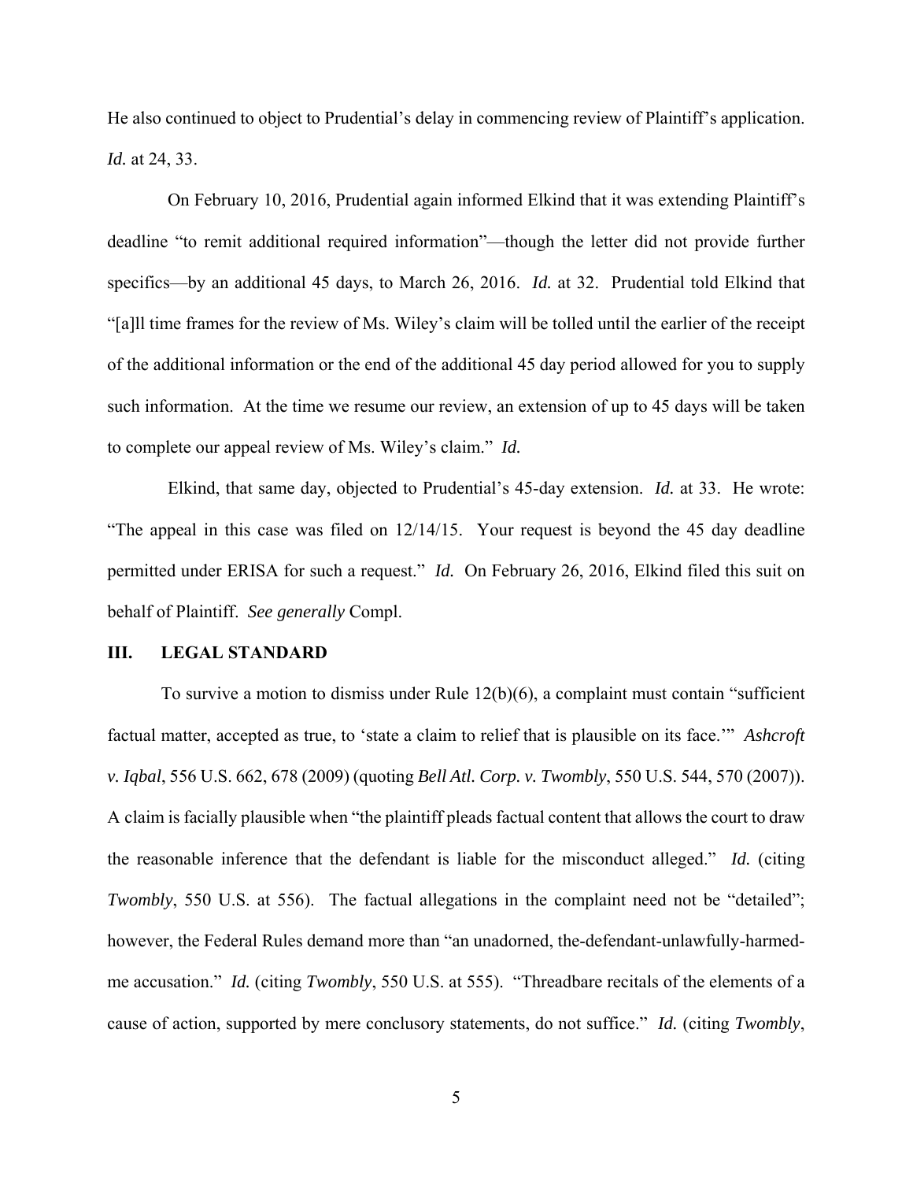He also continued to object to Prudential's delay in commencing review of Plaintiff's application. *Id.* at 24, 33.

On February 10, 2016, Prudential again informed Elkind that it was extending Plaintiff's deadline "to remit additional required information"—though the letter did not provide further specifics—by an additional 45 days, to March 26, 2016. *Id.* at 32. Prudential told Elkind that "[a]ll time frames for the review of Ms. Wiley's claim will be tolled until the earlier of the receipt of the additional information or the end of the additional 45 day period allowed for you to supply such information. At the time we resume our review, an extension of up to 45 days will be taken to complete our appeal review of Ms. Wiley's claim." *Id.*

Elkind, that same day, objected to Prudential's 45-day extension. *Id.* at 33. He wrote: "The appeal in this case was filed on 12/14/15. Your request is beyond the 45 day deadline permitted under ERISA for such a request." *Id.* On February 26, 2016, Elkind filed this suit on behalf of Plaintiff. *See generally* Compl.

## III. LEGAL STANDARD

To survive a motion to dismiss under Rule 12(b)(6), a complaint must contain "sufficient factual matter, accepted as true, to 'state a claim to relief that is plausible on its face.'" *Ashcroft v. Iqbal*, 556 U.S. 662, 678 (2009) (quoting *Bell Atl. Corp. v. Twombly*, 550 U.S. 544, 570 (2007)). A claim is facially plausible when "the plaintiff pleads factual content that allows the court to draw the reasonable inference that the defendant is liable for the misconduct alleged." *Id.* (citing *Twombly*, 550 U.S. at 556). The factual allegations in the complaint need not be "detailed"; however, the Federal Rules demand more than "an unadorned, the-defendant-unlawfully-harmed-me accusation." *Id.* (citing *Twombly*, 550 U.S. at 555). "Threadbare recitals of the elements of a cause of action, supported by mere conclusory statements, do not suffice." *Id.* (citing *Twombly*,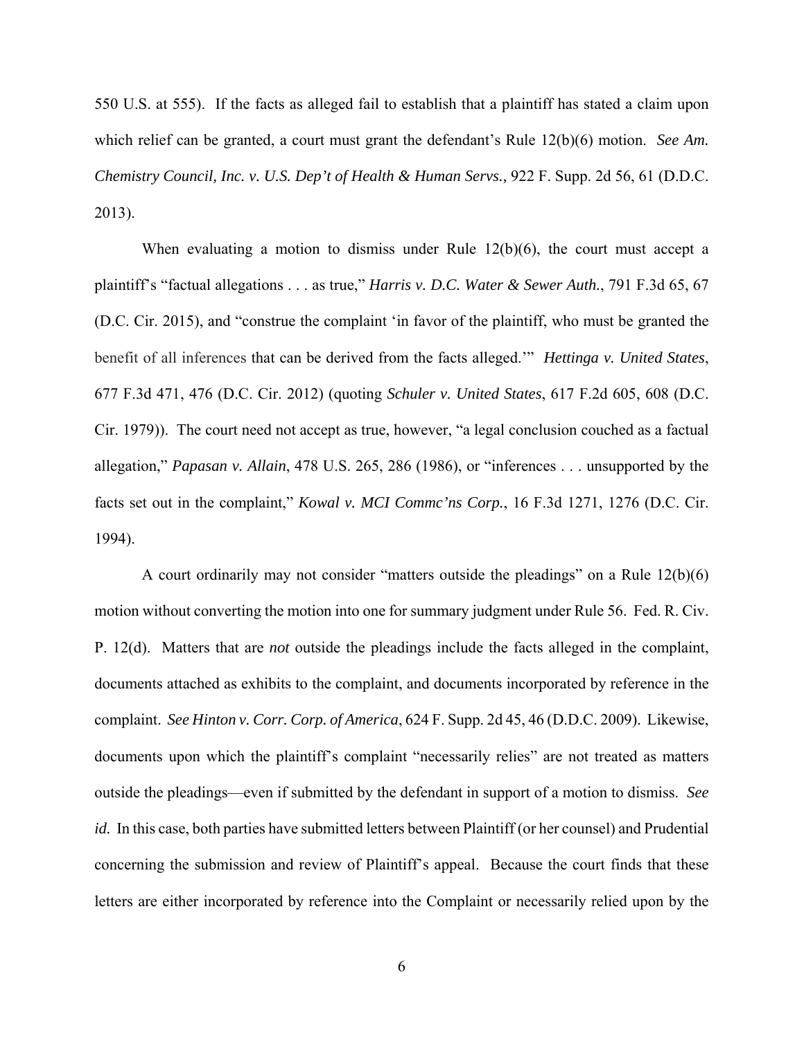550 U.S. at 555). If the facts as alleged fail to establish that a plaintiff has stated a claim upon which relief can be granted, a court must grant the defendant's Rule 12(b)(6) motion. *See Am. Chemistry Council, Inc. v. U.S. Dep't of Health & Human Servs.,* 922 F. Supp. 2d 56, 61 (D.D.C. 2013).

When evaluating a motion to dismiss under Rule 12(b)(6), the court must accept a plaintiff's "factual allegations . . . as true," *Harris v. D.C. Water & Sewer Auth.*, 791 F.3d 65, 67 (D.C. Cir. 2015), and "construe the complaint 'in favor of the plaintiff, who must be granted the benefit of all inferences that can be derived from the facts alleged.'" *Hettinga v. United States*, 677 F.3d 471, 476 (D.C. Cir. 2012) (quoting *Schuler v. United States*, 617 F.2d 605, 608 (D.C. Cir. 1979)). The court need not accept as true, however, "a legal conclusion couched as a factual allegation," *Papasan v. Allain*, 478 U.S. 265, 286 (1986), or "inferences . . . unsupported by the facts set out in the complaint," *Kowal v. MCI Commc'ns Corp.*, 16 F.3d 1271, 1276 (D.C. Cir. 1994).

A court ordinarily may not consider "matters outside the pleadings" on a Rule 12(b)(6) motion without converting the motion into one for summary judgment under Rule 56. Fed. R. Civ. P. 12(d). Matters that are *not* outside the pleadings include the facts alleged in the complaint, documents attached as exhibits to the complaint, and documents incorporated by reference in the complaint. *See Hinton v. Corr. Corp. of America*, 624 F. Supp. 2d 45, 46 (D.D.C. 2009). Likewise, documents upon which the plaintiff's complaint "necessarily relies" are not treated as matters outside the pleadings—even if submitted by the defendant in support of a motion to dismiss. *See id.* In this case, both parties have submitted letters between Plaintiff (or her counsel) and Prudential concerning the submission and review of Plaintiff's appeal. Because the court finds that these letters are either incorporated by reference into the Complaint or necessarily relied upon by the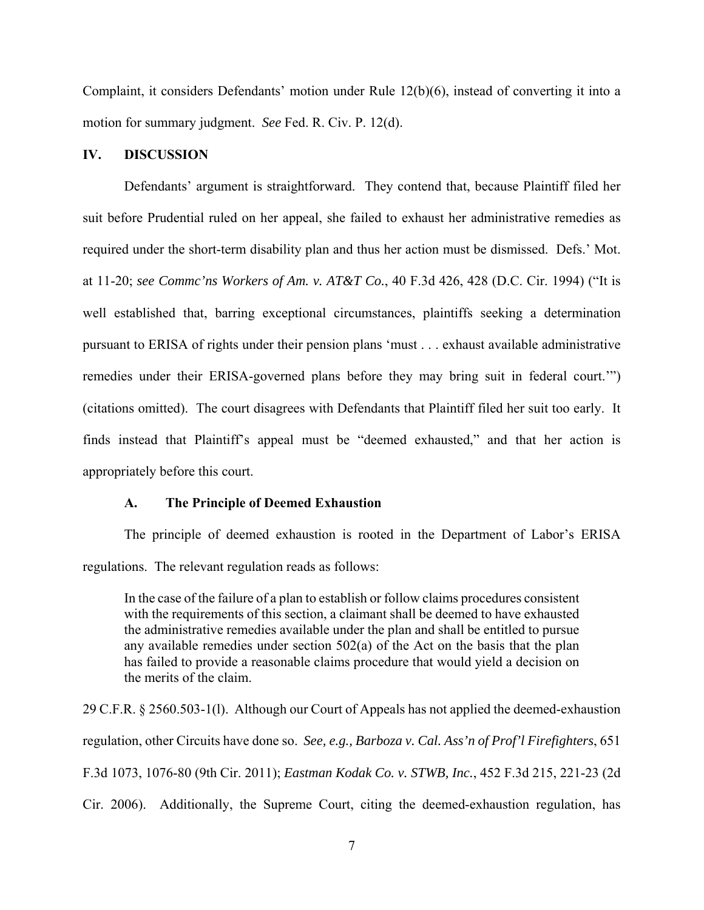Complaint, it considers Defendants' motion under Rule 12(b)(6), instead of converting it into a motion for summary judgment. *See* Fed. R. Civ. P. 12(d).

## IV. DISCUSSION

Defendants' argument is straightforward. They contend that, because Plaintiff filed her suit before Prudential ruled on her appeal, she failed to exhaust her administrative remedies as required under the short-term disability plan and thus her action must be dismissed. Defs.' Mot. at 11-20; *see Commc'ns Workers of Am. v. AT&T Co.*, 40 F.3d 426, 428 (D.C. Cir. 1994) ("It is well established that, barring exceptional circumstances, plaintiffs seeking a determination pursuant to ERISA of rights under their pension plans 'must . . . exhaust available administrative remedies under their ERISA-governed plans before they may bring suit in federal court.'") (citations omitted). The court disagrees with Defendants that Plaintiff filed her suit too early. It finds instead that Plaintiff's appeal must be "deemed exhausted," and that her action is appropriately before this court.

### A. The Principle of Deemed Exhaustion

The principle of deemed exhaustion is rooted in the Department of Labor's ERISA regulations. The relevant regulation reads as follows:

> In the case of the failure of a plan to establish or follow claims procedures consistent with the requirements of this section, a claimant shall be deemed to have exhausted the administrative remedies available under the plan and shall be entitled to pursue any available remedies under section 502(a) of the Act on the basis that the plan has failed to provide a reasonable claims procedure that would yield a decision on the merits of the claim.

29 C.F.R. § 2560.503-1(l). Although our Court of Appeals has not applied the deemed-exhaustion regulation, other Circuits have done so. *See, e.g., Barboza v. Cal. Ass'n of Prof'l Firefighters*, 651 F.3d 1073, 1076-80 (9th Cir. 2011); *Eastman Kodak Co. v. STWB, Inc.*, 452 F.3d 215, 221-23 (2d Cir. 2006). Additionally, the Supreme Court, citing the deemed-exhaustion regulation, has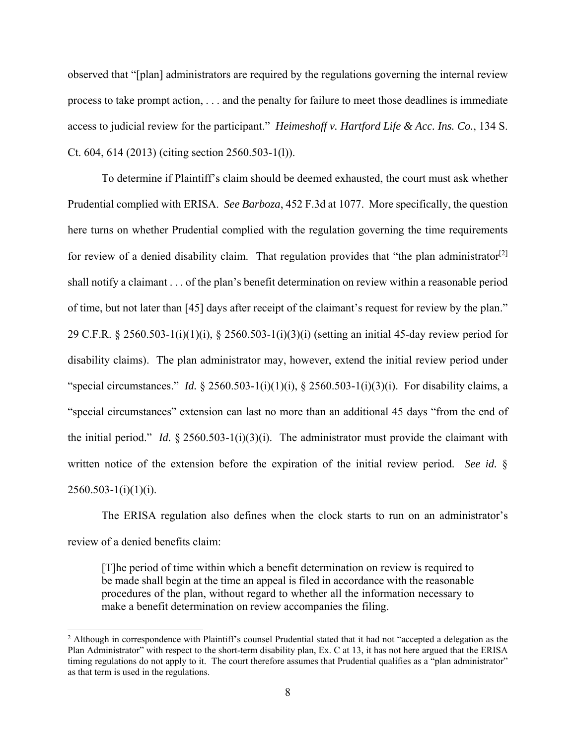observed that "[plan] administrators are required by the regulations governing the internal review process to take prompt action, . . . and the penalty for failure to meet those deadlines is immediate access to judicial review for the participant." *Heimeshoff v. Hartford Life & Acc. Ins. Co.*, 134 S. Ct. 604, 614 (2013) (citing section 2560.503-1(l)).

To determine if Plaintiff's claim should be deemed exhausted, the court must ask whether Prudential complied with ERISA. *See Barboza*, 452 F.3d at 1077. More specifically, the question here turns on whether Prudential complied with the regulation governing the time requirements for review of a denied disability claim. That regulation provides that "the plan administrator[2] shall notify a claimant . . . of the plan's benefit determination on review within a reasonable period of time, but not later than [45] days after receipt of the claimant's request for review by the plan." 29 C.F.R. § 2560.503-1(i)(1)(i), § 2560.503-1(i)(3)(i) (setting an initial 45-day review period for disability claims). The plan administrator may, however, extend the initial review period under "special circumstances." *Id.* § 2560.503-1(i)(1)(i), § 2560.503-1(i)(3)(i). For disability claims, a "special circumstances" extension can last no more than an additional 45 days "from the end of the initial period." *Id.* § 2560.503-1(i)(3)(i). The administrator must provide the claimant with written notice of the extension before the expiration of the initial review period. *See id.* § 2560.503-1(i)(1)(i).

The ERISA regulation also defines when the clock starts to run on an administrator's review of a denied benefits claim:

> [T]he period of time within which a benefit determination on review is required to be made shall begin at the time an appeal is filed in accordance with the reasonable procedures of the plan, without regard to whether all the information necessary to make a benefit determination on review accompanies the filing.

---

[2] Although in correspondence with Plaintiff's counsel Prudential stated that it had not "accepted a delegation as the Plan Administrator" with respect to the short-term disability plan, Ex. C at 13, it has not here argued that the ERISA timing regulations do not apply to it. The court therefore assumes that Prudential qualifies as a "plan administrator" as that term is used in the regulations.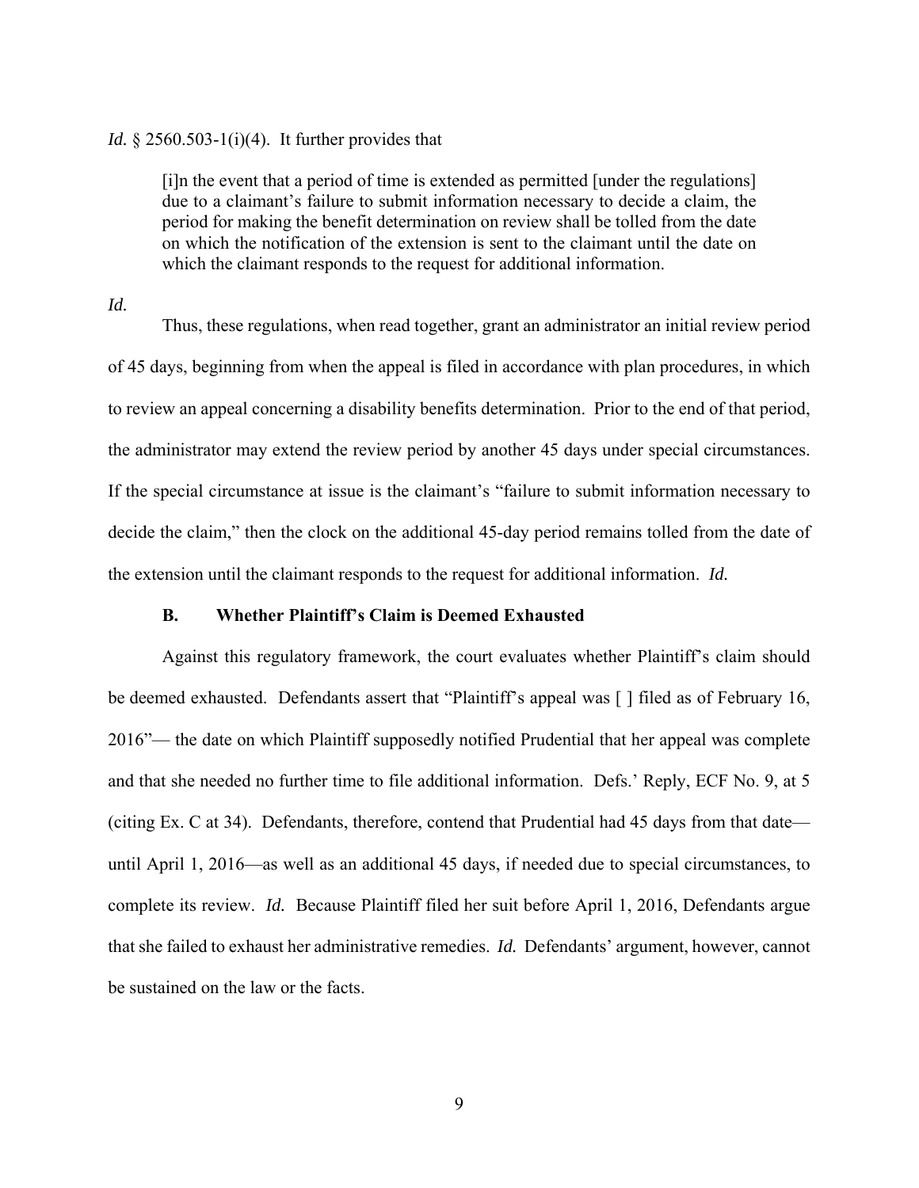*Id.* § 2560.503-1(i)(4). It further provides that

> [i]n the event that a period of time is extended as permitted [under the regulations] due to a claimant's failure to submit information necessary to decide a claim, the period for making the benefit determination on review shall be tolled from the date on which the notification of the extension is sent to the claimant until the date on which the claimant responds to the request for additional information.

*Id.*

Thus, these regulations, when read together, grant an administrator an initial review period of 45 days, beginning from when the appeal is filed in accordance with plan procedures, in which to review an appeal concerning a disability benefits determination. Prior to the end of that period, the administrator may extend the review period by another 45 days under special circumstances. If the special circumstance at issue is the claimant's "failure to submit information necessary to decide the claim," then the clock on the additional 45-day period remains tolled from the date of the extension until the claimant responds to the request for additional information. *Id.*

### B. Whether Plaintiff's Claim is Deemed Exhausted

Against this regulatory framework, the court evaluates whether Plaintiff's claim should be deemed exhausted. Defendants assert that "Plaintiff's appeal was [ ] filed as of February 16, 2016"— the date on which Plaintiff supposedly notified Prudential that her appeal was complete and that she needed no further time to file additional information. Defs.' Reply, ECF No. 9, at 5 (citing Ex. C at 34). Defendants, therefore, contend that Prudential had 45 days from that date—until April 1, 2016—as well as an additional 45 days, if needed due to special circumstances, to complete its review. *Id.* Because Plaintiff filed her suit before April 1, 2016, Defendants argue that she failed to exhaust her administrative remedies. *Id.* Defendants' argument, however, cannot be sustained on the law or the facts.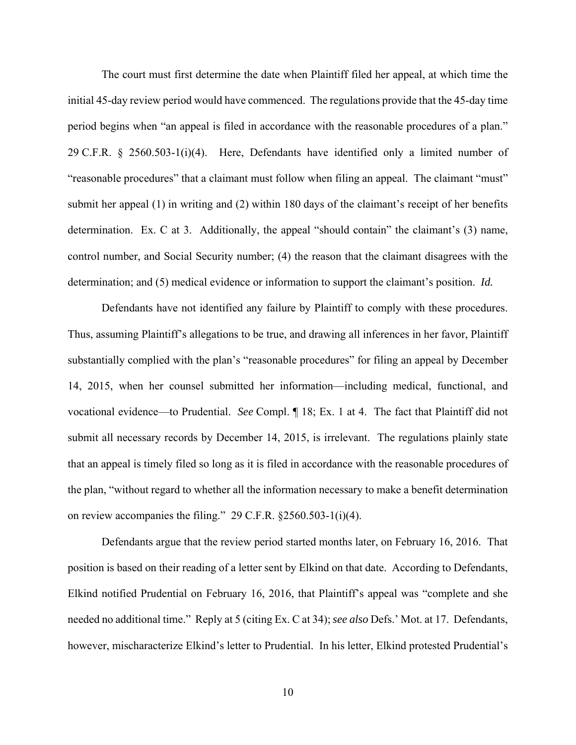The court must first determine the date when Plaintiff filed her appeal, at which time the initial 45-day review period would have commenced. The regulations provide that the 45-day time period begins when "an appeal is filed in accordance with the reasonable procedures of a plan." 29 C.F.R. § 2560.503-1(i)(4). Here, Defendants have identified only a limited number of "reasonable procedures" that a claimant must follow when filing an appeal. The claimant "must" submit her appeal (1) in writing and (2) within 180 days of the claimant's receipt of her benefits determination. Ex. C at 3. Additionally, the appeal "should contain" the claimant's (3) name, control number, and Social Security number; (4) the reason that the claimant disagrees with the determination; and (5) medical evidence or information to support the claimant's position. *Id.*

Defendants have not identified any failure by Plaintiff to comply with these procedures. Thus, assuming Plaintiff's allegations to be true, and drawing all inferences in her favor, Plaintiff substantially complied with the plan's "reasonable procedures" for filing an appeal by December 14, 2015, when her counsel submitted her information—including medical, functional, and vocational evidence—to Prudential. *See* Compl. ¶ 18; Ex. 1 at 4. The fact that Plaintiff did not submit all necessary records by December 14, 2015, is irrelevant. The regulations plainly state that an appeal is timely filed so long as it is filed in accordance with the reasonable procedures of the plan, "without regard to whether all the information necessary to make a benefit determination on review accompanies the filing." 29 C.F.R. §2560.503-1(i)(4).

Defendants argue that the review period started months later, on February 16, 2016. That position is based on their reading of a letter sent by Elkind on that date. According to Defendants, Elkind notified Prudential on February 16, 2016, that Plaintiff's appeal was "complete and she needed no additional time." Reply at 5 (citing Ex. C at 34); *see also* Defs.' Mot. at 17. Defendants, however, mischaracterize Elkind's letter to Prudential. In his letter, Elkind protested Prudential's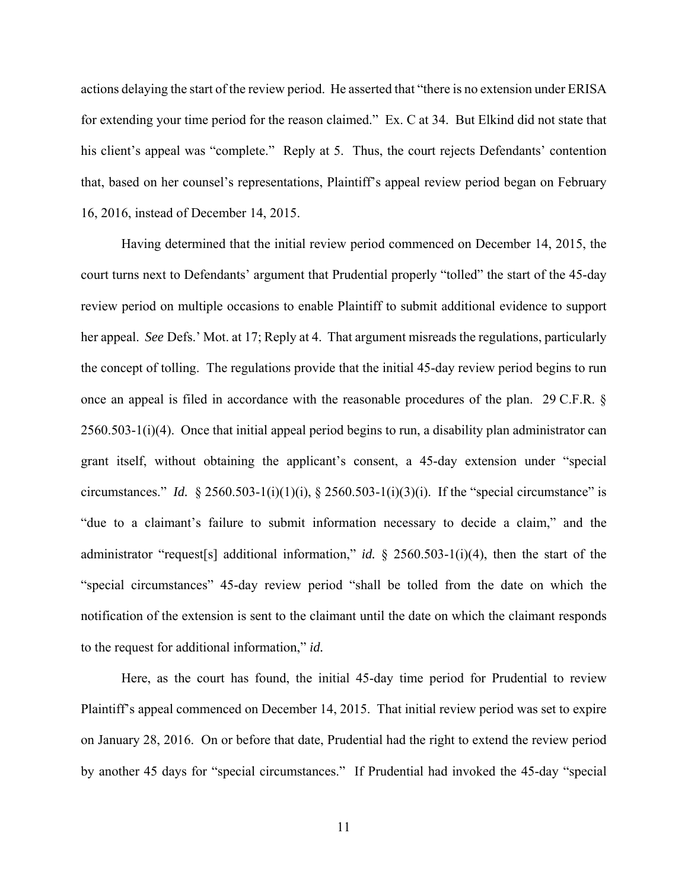actions delaying the start of the review period. He asserted that "there is no extension under ERISA for extending your time period for the reason claimed." Ex. C at 34. But Elkind did not state that his client's appeal was "complete." Reply at 5. Thus, the court rejects Defendants' contention that, based on her counsel's representations, Plaintiff's appeal review period began on February 16, 2016, instead of December 14, 2015.

Having determined that the initial review period commenced on December 14, 2015, the court turns next to Defendants' argument that Prudential properly "tolled" the start of the 45-day review period on multiple occasions to enable Plaintiff to submit additional evidence to support her appeal. *See* Defs.' Mot. at 17; Reply at 4. That argument misreads the regulations, particularly the concept of tolling. The regulations provide that the initial 45-day review period begins to run once an appeal is filed in accordance with the reasonable procedures of the plan. 29 C.F.R. § 2560.503-1(i)(4). Once that initial appeal period begins to run, a disability plan administrator can grant itself, without obtaining the applicant's consent, a 45-day extension under "special circumstances." *Id.* § 2560.503-1(i)(1)(i), § 2560.503-1(i)(3)(i). If the "special circumstance" is "due to a claimant's failure to submit information necessary to decide a claim," and the administrator "request[s] additional information," *id.* § 2560.503-1(i)(4), then the start of the "special circumstances" 45-day review period "shall be tolled from the date on which the notification of the extension is sent to the claimant until the date on which the claimant responds to the request for additional information," *id.*

Here, as the court has found, the initial 45-day time period for Prudential to review Plaintiff's appeal commenced on December 14, 2015. That initial review period was set to expire on January 28, 2016. On or before that date, Prudential had the right to extend the review period by another 45 days for "special circumstances." If Prudential had invoked the 45-day "special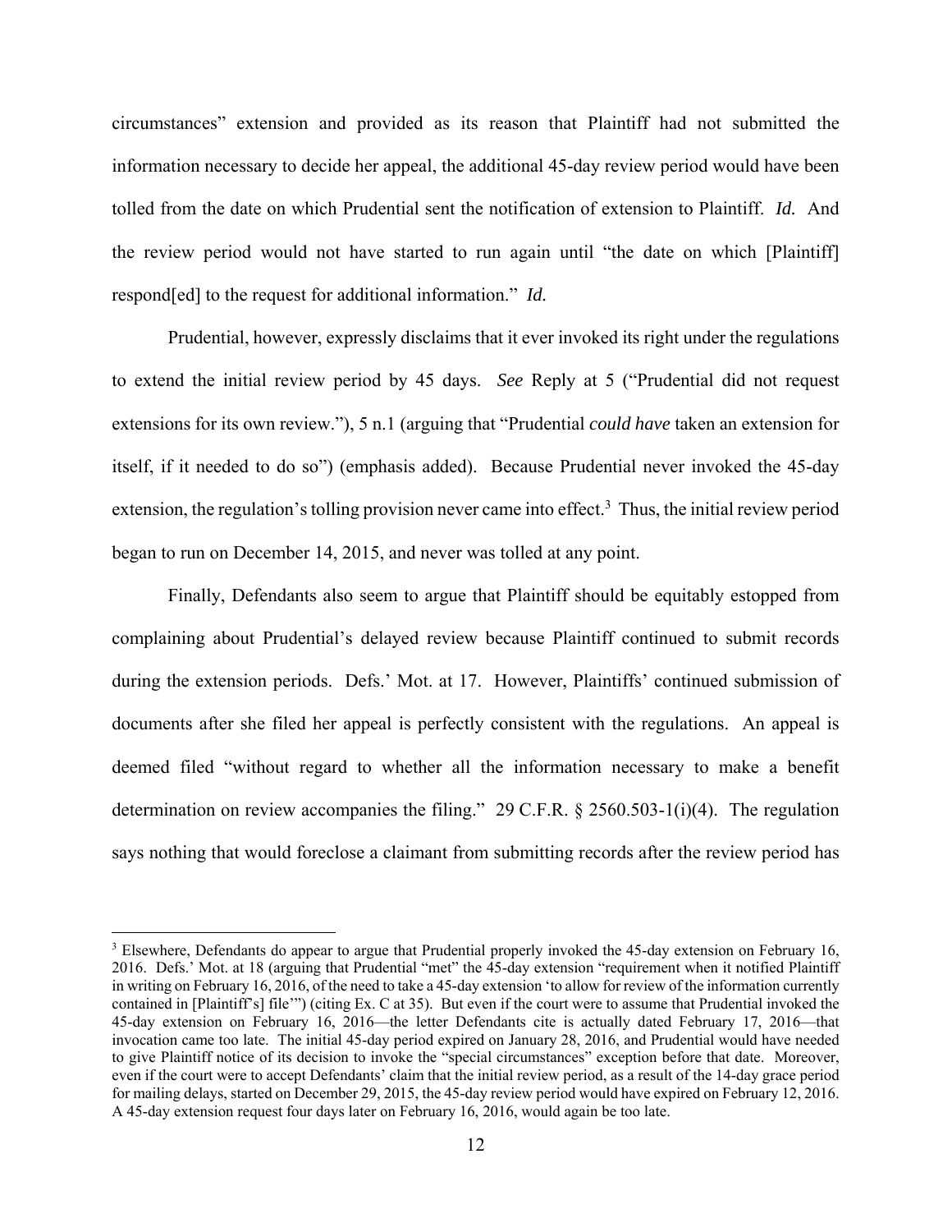circumstances" extension and provided as its reason that Plaintiff had not submitted the information necessary to decide her appeal, the additional 45-day review period would have been tolled from the date on which Prudential sent the notification of extension to Plaintiff. *Id.* And the review period would not have started to run again until "the date on which [Plaintiff] respond[ed] to the request for additional information." *Id.*

Prudential, however, expressly disclaims that it ever invoked its right under the regulations to extend the initial review period by 45 days. *See* Reply at 5 ("Prudential did not request extensions for its own review."), 5 n.1 (arguing that "Prudential *could have* taken an extension for itself, if it needed to do so") (emphasis added). Because Prudential never invoked the 45-day extension, the regulation's tolling provision never came into effect.[3] Thus, the initial review period began to run on December 14, 2015, and never was tolled at any point.

Finally, Defendants also seem to argue that Plaintiff should be equitably estopped from complaining about Prudential's delayed review because Plaintiff continued to submit records during the extension periods. Defs.' Mot. at 17. However, Plaintiffs' continued submission of documents after she filed her appeal is perfectly consistent with the regulations. An appeal is deemed filed "without regard to whether all the information necessary to make a benefit determination on review accompanies the filing." 29 C.F.R. § 2560.503-1(i)(4). The regulation says nothing that would foreclose a claimant from submitting records after the review period has

---

[3] Elsewhere, Defendants do appear to argue that Prudential properly invoked the 45-day extension on February 16, 2016. Defs.' Mot. at 18 (arguing that Prudential "met" the 45-day extension "requirement when it notified Plaintiff in writing on February 16, 2016, of the need to take a 45-day extension 'to allow for review of the information currently contained in [Plaintiff's] file'") (citing Ex. C at 35). But even if the court were to assume that Prudential invoked the 45-day extension on February 16, 2016—the letter Defendants cite is actually dated February 17, 2016—that invocation came too late. The initial 45-day period expired on January 28, 2016, and Prudential would have needed to give Plaintiff notice of its decision to invoke the "special circumstances" exception before that date. Moreover, even if the court were to accept Defendants' claim that the initial review period, as a result of the 14-day grace period for mailing delays, started on December 29, 2015, the 45-day review period would have expired on February 12, 2016. A 45-day extension request four days later on February 16, 2016, would again be too late.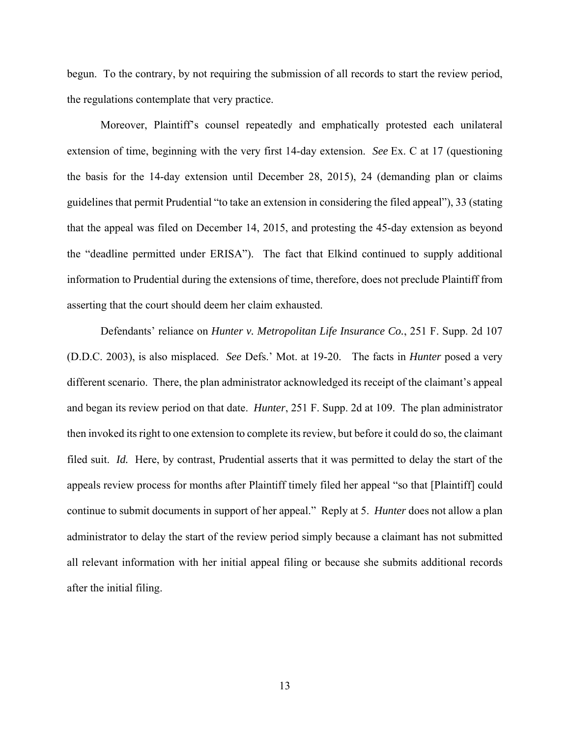begun. To the contrary, by not requiring the submission of all records to start the review period, the regulations contemplate that very practice.

Moreover, Plaintiff's counsel repeatedly and emphatically protested each unilateral extension of time, beginning with the very first 14-day extension. *See* Ex. C at 17 (questioning the basis for the 14-day extension until December 28, 2015), 24 (demanding plan or claims guidelines that permit Prudential "to take an extension in considering the filed appeal"), 33 (stating that the appeal was filed on December 14, 2015, and protesting the 45-day extension as beyond the "deadline permitted under ERISA"). The fact that Elkind continued to supply additional information to Prudential during the extensions of time, therefore, does not preclude Plaintiff from asserting that the court should deem her claim exhausted.

Defendants' reliance on *Hunter v. Metropolitan Life Insurance Co.*, 251 F. Supp. 2d 107 (D.D.C. 2003), is also misplaced. *See* Defs.' Mot. at 19-20. The facts in *Hunter* posed a very different scenario. There, the plan administrator acknowledged its receipt of the claimant's appeal and began its review period on that date. *Hunter*, 251 F. Supp. 2d at 109. The plan administrator then invoked its right to one extension to complete its review, but before it could do so, the claimant filed suit. *Id.* Here, by contrast, Prudential asserts that it was permitted to delay the start of the appeals review process for months after Plaintiff timely filed her appeal "so that [Plaintiff] could continue to submit documents in support of her appeal." Reply at 5. *Hunter* does not allow a plan administrator to delay the start of the review period simply because a claimant has not submitted all relevant information with her initial appeal filing or because she submits additional records after the initial filing.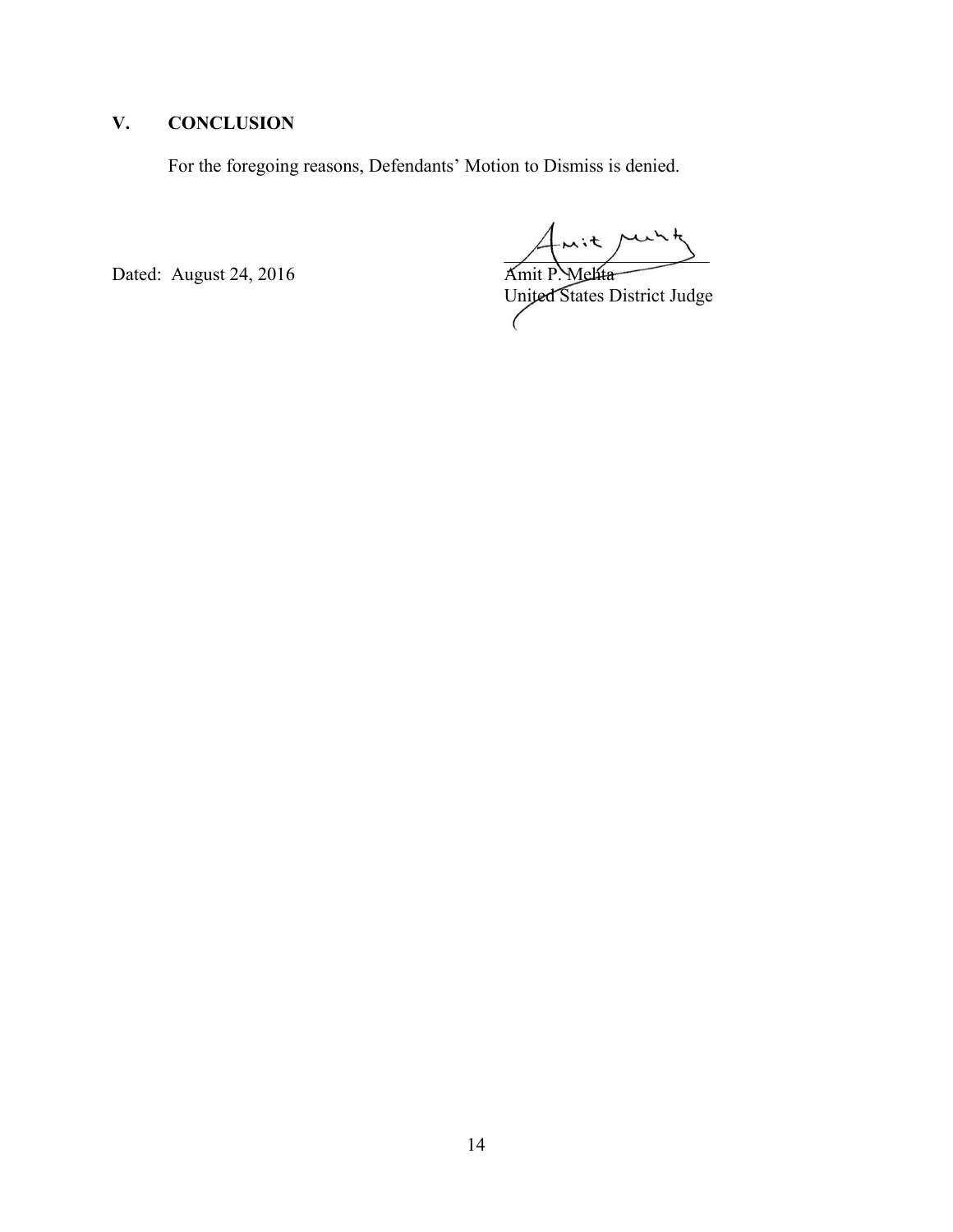## V. CONCLUSION

For the foregoing reasons, Defendants' Motion to Dismiss is denied.

Dated: August 24, 2016

Amit P. Mehta
United States District Judge